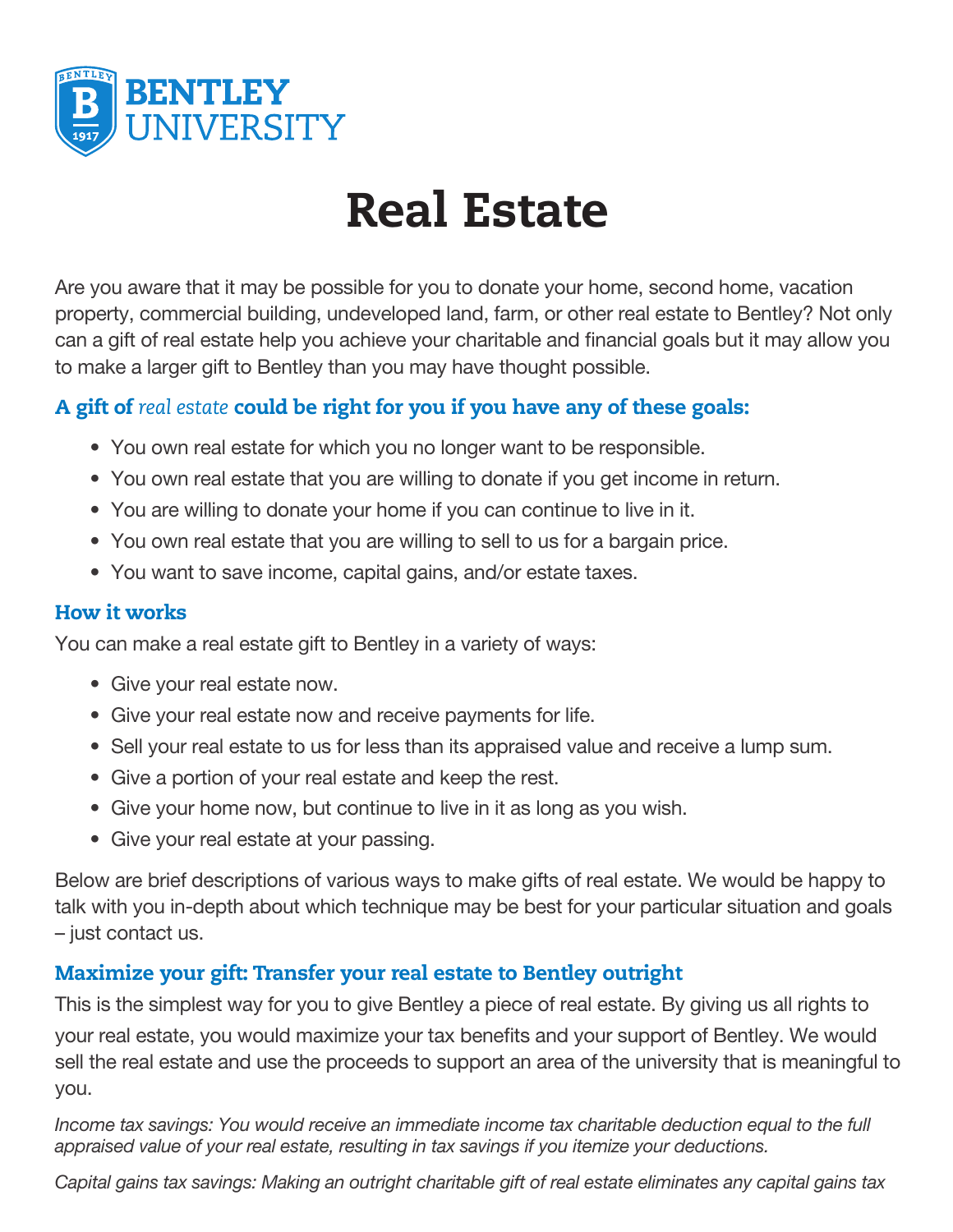BENTLEY UNIVERSITY

# Real Estate

Are you aware that it may be possible for you to donate your home, second home, vacation property, commercial building, undeveloped land, farm, or other real estate to Bentley? Not only can a gift of real estate help you achieve your charitable and financial goals but it may allow you to make a larger gift to Bentley than you may have thought possible.

### A gift of *real estate* could be right for you if you have any of these goals:

- You own real estate for which you no longer want to be responsible.
- You own real estate that you are willing to donate if you get income in return.
- You are willing to donate your home if you can continue to live in it.
- You own real estate that you are willing to sell to us for a bargain price.
- You want to save income, capital gains, and/or estate taxes.

### How it works

You can make a real estate gift to Bentley in a variety of ways:

- Give your real estate now.
- Give your real estate now and receive payments for life.
- Sell your real estate to us for less than its appraised value and receive a lump sum.
- Give a portion of your real estate and keep the rest.
- Give your home now, but continue to live in it as long as you wish.
- Give your real estate at your passing.

Below are brief descriptions of various ways to make gifts of real estate. We would be happy to talk with you in-depth about which technique may be best for your particular situation and goals – just contact us.

### Maximize your gift: Transfer your real estate to Bentley outright

This is the simplest way for you to give Bentley a piece of real estate. By giving us all rights to your real estate, you would maximize your tax benefits and your support of Bentley. We would sell the real estate and use the proceeds to support an area of the university that is meaningful to you.

*Income tax savings: You would receive an immediate income tax charitable deduction equal to the full appraised value of your real estate, resulting in tax savings if you itemize your deductions.*

*Capital gains tax savings: Making an outright charitable gift of real estate eliminates any capital gains tax*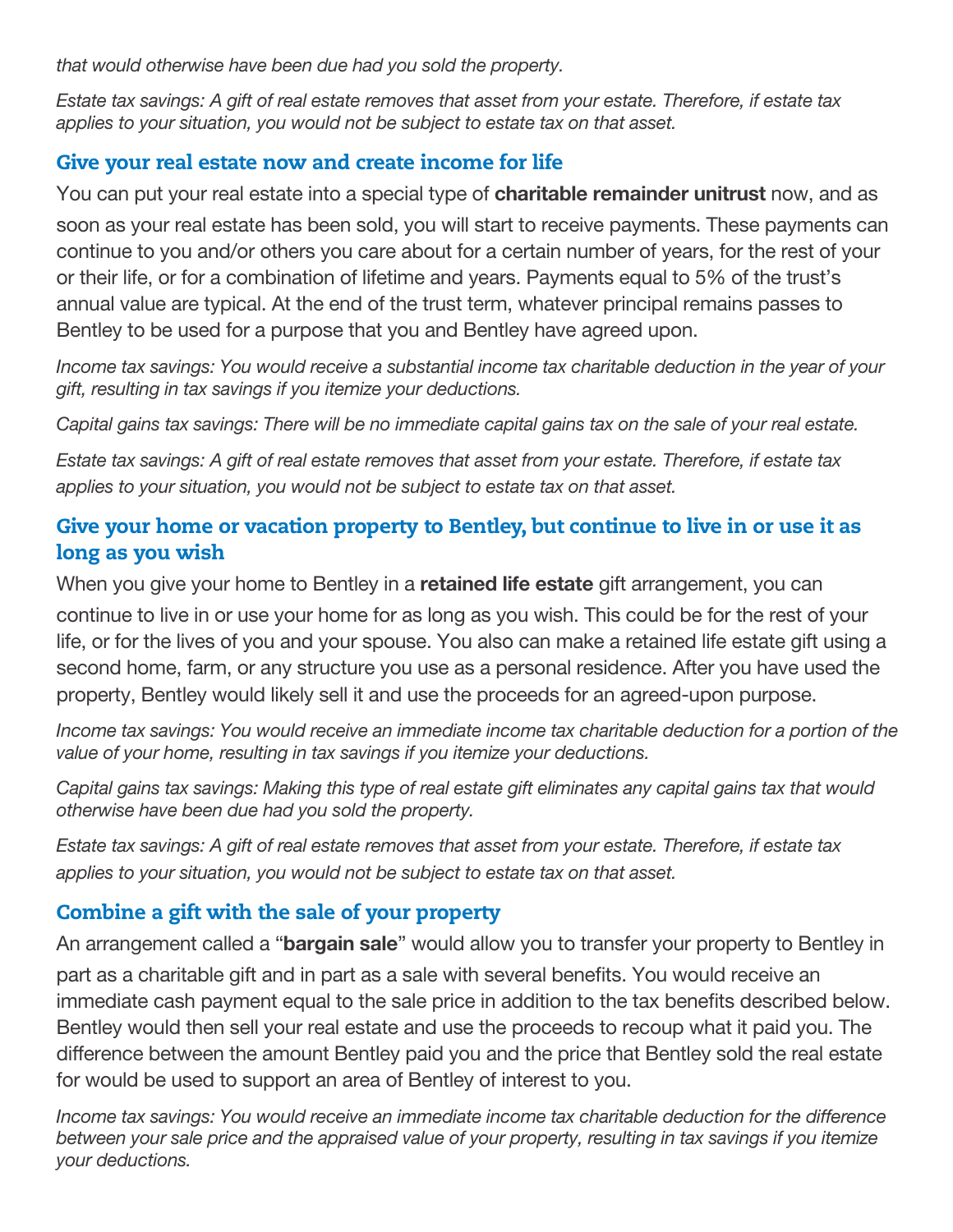*that would otherwise have been due had you sold the property.*

*Estate tax savings: A gift of real estate removes that asset from your estate. Therefore, if estate tax applies to your situation, you would not be subject to estate tax on that asset.*

## Give your real estate now and create income for life

You can put your real estate into a special type of **charitable remainder unitrust** now, and as soon as your real estate has been sold, you will start to receive payments. These payments can continue to you and/or others you care about for a certain number of years, for the rest of your or their life, or for a combination of lifetime and years. Payments equal to 5% of the trust's annual value are typical. At the end of the trust term, whatever principal remains passes to Bentley to be used for a purpose that you and Bentley have agreed upon.

*Income tax savings: You would receive a substantial income tax charitable deduction in the year of your gift, resulting in tax savings if you itemize your deductions.*

*Capital gains tax savings: There will be no immediate capital gains tax on the sale of your real estate.*

*Estate tax savings: A gift of real estate removes that asset from your estate. Therefore, if estate tax applies to your situation, you would not be subject to estate tax on that asset.*

## Give your home or vacation property to Bentley, but continue to live in or use it as long as you wish

When you give your home to Bentley in a **retained life estate** gift arrangement, you can continue to live in or use your home for as long as you wish. This could be for the rest of your life, or for the lives of you and your spouse. You also can make a retained life estate gift using a second home, farm, or any structure you use as a personal residence. After you have used the property, Bentley would likely sell it and use the proceeds for an agreed-upon purpose.

*Income tax savings: You would receive an immediate income tax charitable deduction for a portion of the value of your home, resulting in tax savings if you itemize your deductions.*

*Capital gains tax savings: Making this type of real estate gift eliminates any capital gains tax that would otherwise have been due had you sold the property.*

*Estate tax savings: A gift of real estate removes that asset from your estate. Therefore, if estate tax applies to your situation, you would not be subject to estate tax on that asset.*

## Combine a gift with the sale of your property

An arrangement called a "**bargain sale**" would allow you to transfer your property to Bentley in part as a charitable gift and in part as a sale with several benefits. You would receive an immediate cash payment equal to the sale price in addition to the tax benefits described below. Bentley would then sell your real estate and use the proceeds to recoup what it paid you. The difference between the amount Bentley paid you and the price that Bentley sold the real estate for would be used to support an area of Bentley of interest to you.

*Income tax savings: You would receive an immediate income tax charitable deduction for the difference between your sale price and the appraised value of your property, resulting in tax savings if you itemize your deductions.*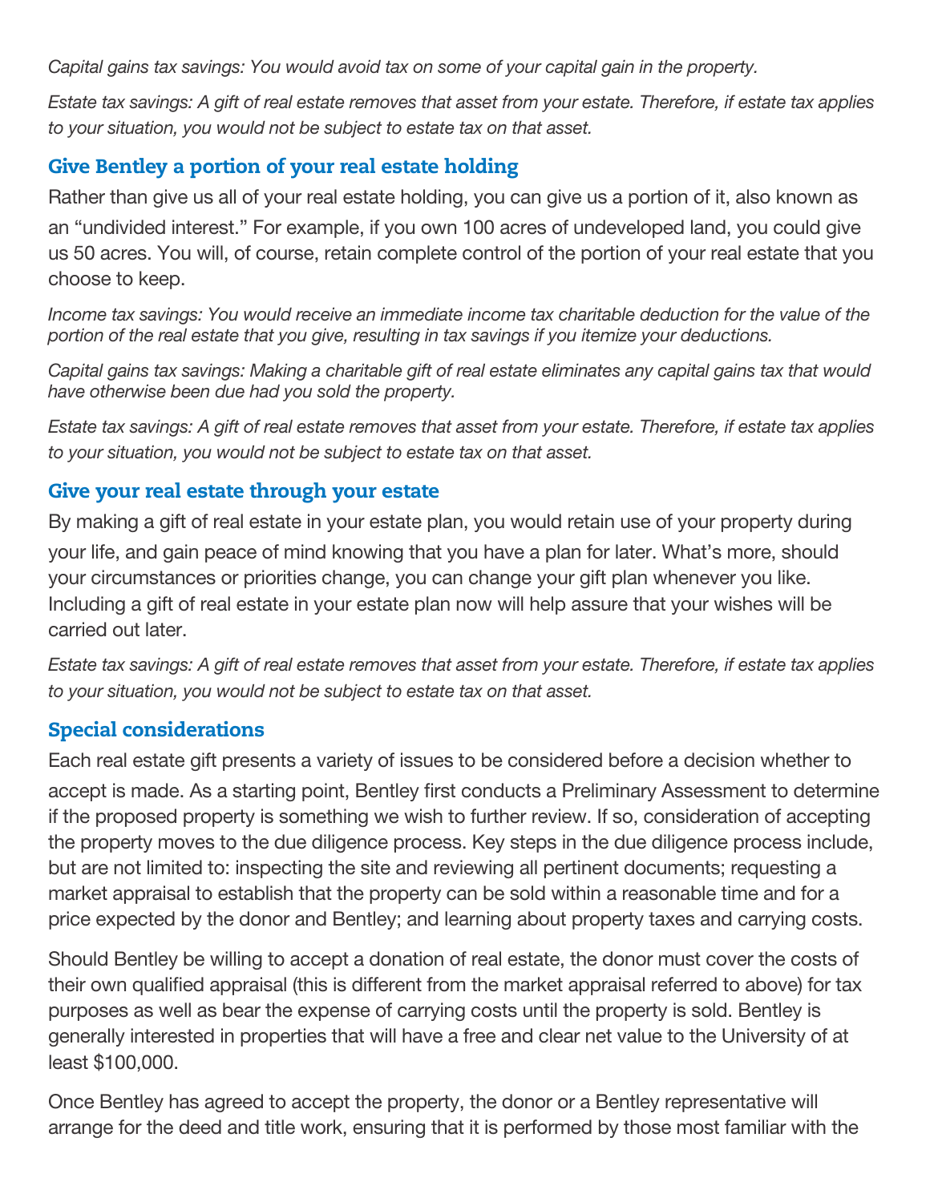*Capital gains tax savings: You would avoid tax on some of your capital gain in the property.*

*Estate tax savings: A gift of real estate removes that asset from your estate. Therefore, if estate tax applies to your situation, you would not be subject to estate tax on that asset.*

## Give Bentley a portion of your real estate holding

Rather than give us all of your real estate holding, you can give us a portion of it, also known as an "undivided interest." For example, if you own 100 acres of undeveloped land, you could give us 50 acres. You will, of course, retain complete control of the portion of your real estate that you choose to keep.

*Income tax savings: You would receive an immediate income tax charitable deduction for the value of the portion of the real estate that you give, resulting in tax savings if you itemize your deductions.*

*Capital gains tax savings: Making a charitable gift of real estate eliminates any capital gains tax that would have otherwise been due had you sold the property.*

*Estate tax savings: A gift of real estate removes that asset from your estate. Therefore, if estate tax applies to your situation, you would not be subject to estate tax on that asset.*

## Give your real estate through your estate

By making a gift of real estate in your estate plan, you would retain use of your property during your life, and gain peace of mind knowing that you have a plan for later. What's more, should your circumstances or priorities change, you can change your gift plan whenever you like. Including a gift of real estate in your estate plan now will help assure that your wishes will be carried out later.

*Estate tax savings: A gift of real estate removes that asset from your estate. Therefore, if estate tax applies to your situation, you would not be subject to estate tax on that asset.*

## Special considerations

Each real estate gift presents a variety of issues to be considered before a decision whether to accept is made. As a starting point, Bentley first conducts a Preliminary Assessment to determine if the proposed property is something we wish to further review. If so, consideration of accepting the property moves to the due diligence process. Key steps in the due diligence process include, but are not limited to: inspecting the site and reviewing all pertinent documents; requesting a market appraisal to establish that the property can be sold within a reasonable time and for a price expected by the donor and Bentley; and learning about property taxes and carrying costs.

Should Bentley be willing to accept a donation of real estate, the donor must cover the costs of their own qualified appraisal (this is different from the market appraisal referred to above) for tax purposes as well as bear the expense of carrying costs until the property is sold. Bentley is generally interested in properties that will have a free and clear net value to the University of at least $100,000.

Once Bentley has agreed to accept the property, the donor or a Bentley representative will arrange for the deed and title work, ensuring that it is performed by those most familiar with the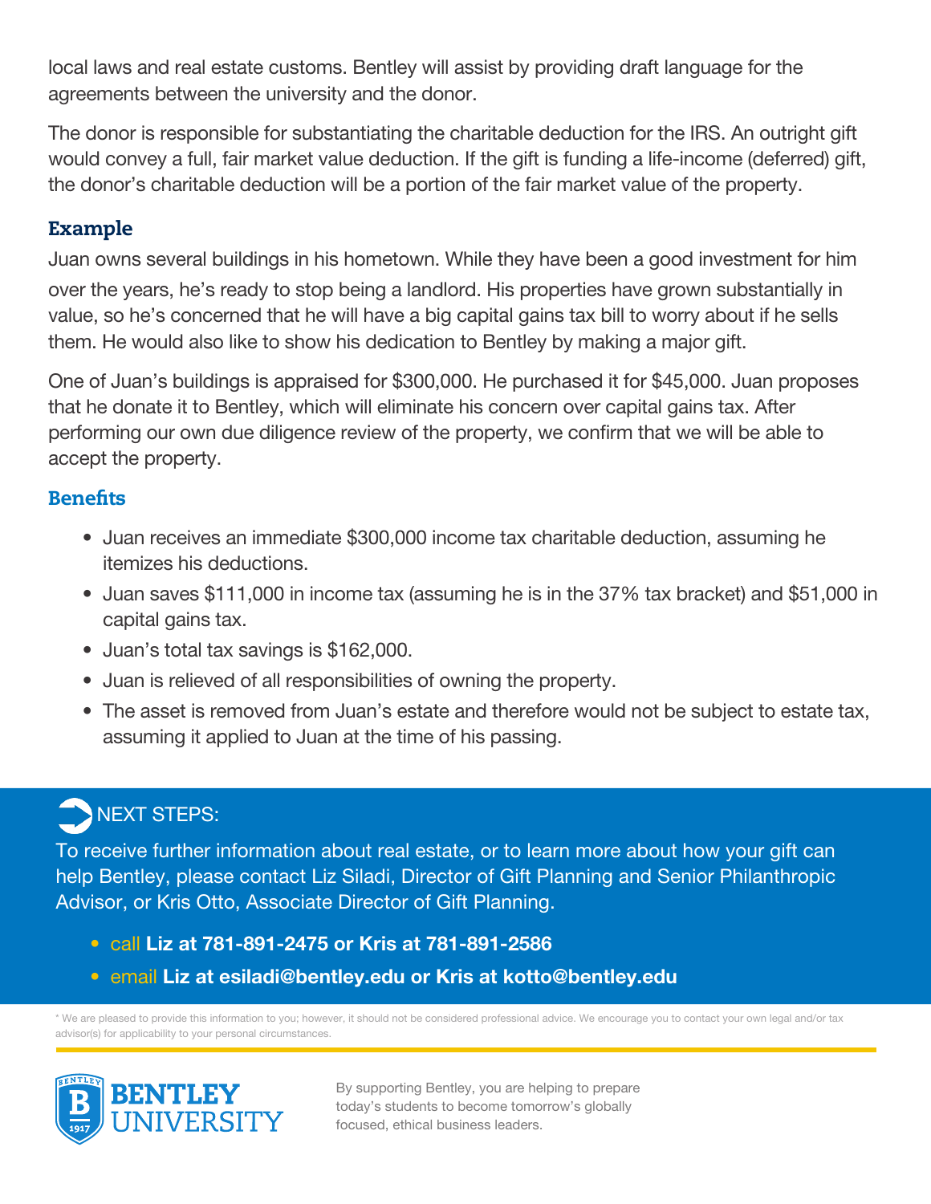local laws and real estate customs. Bentley will assist by providing draft language for the agreements between the university and the donor.

The donor is responsible for substantiating the charitable deduction for the IRS. An outright gift would convey a full, fair market value deduction. If the gift is funding a life-income (deferred) gift, the donor's charitable deduction will be a portion of the fair market value of the property.

## Example

Juan owns several buildings in his hometown. While they have been a good investment for him over the years, he's ready to stop being a landlord. His properties have grown substantially in value, so he's concerned that he will have a big capital gains tax bill to worry about if he sells them. He would also like to show his dedication to Bentley by making a major gift.

One of Juan's buildings is appraised for $300,000. He purchased it for $45,000. Juan proposes that he donate it to Bentley, which will eliminate his concern over capital gains tax. After performing our own due diligence review of the property, we confirm that we will be able to accept the property.

## Benefits

- Juan receives an immediate $300,000 income tax charitable deduction, assuming he itemizes his deductions.
- Juan saves $111,000 in income tax (assuming he is in the 37% tax bracket) and $51,000 in capital gains tax.
- Juan's total tax savings is $162,000.
- Juan is relieved of all responsibilities of owning the property.
- The asset is removed from Juan's estate and therefore would not be subject to estate tax, assuming it applied to Juan at the time of his passing.

## NEXT STEPS:

To receive further information about real estate, or to learn more about how your gift can help Bentley, please contact Liz Siladi, Director of Gift Planning and Senior Philanthropic Advisor, or Kris Otto, Associate Director of Gift Planning.

- call **Liz at 781-891-2475 or Kris at 781-891-2586**
- email **Liz at esiladi@bentley.edu or Kris at kotto@bentley.edu**

* We are pleased to provide this information to you; however, it should not be considered professional advice. We encourage you to contact your own legal and/or tax advisor(s) for applicability to your personal circumstances.

BENTLEY UNIVERSITY

By supporting Bentley, you are helping to prepare today's students to become tomorrow's globally focused, ethical business leaders.